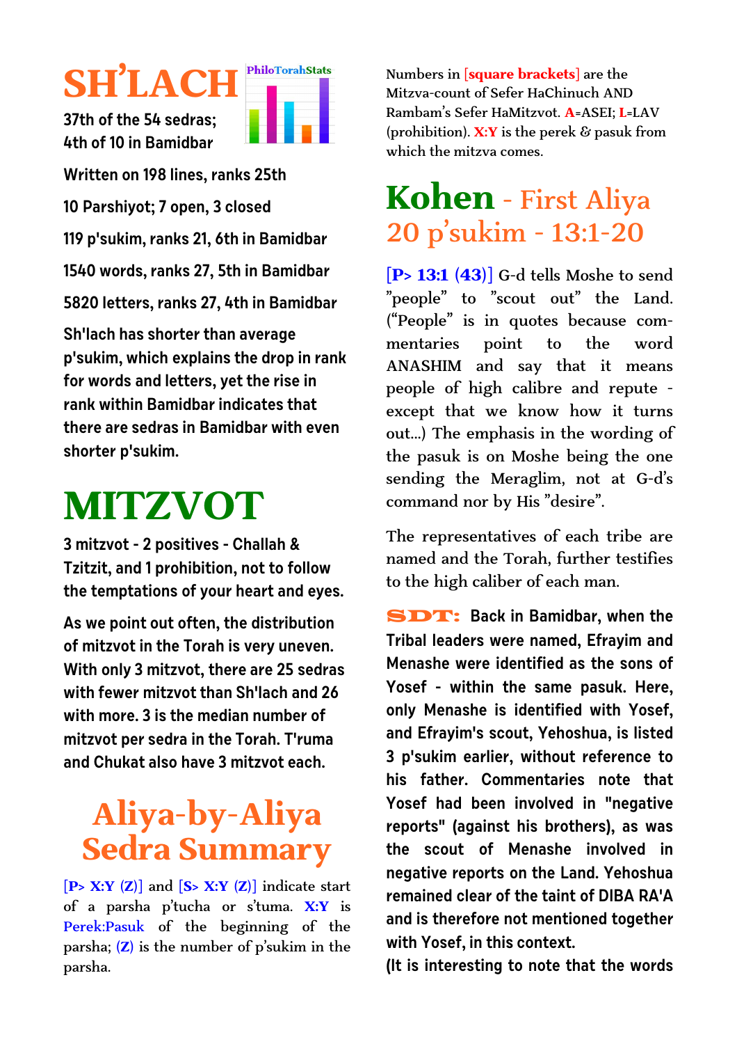# SH'LACH

37th of the 54 sedras;
4th of 10 in Bamidbar

Written on 198 lines, ranks 25th

10 Parshiyot; 7 open, 3 closed

119 p'sukim, ranks 21, 6th in Bamidbar

1540 words, ranks 27, 5th in Bamidbar

5820 letters, ranks 27, 4th in Bamidbar

Sh'lach has shorter than average p'sukim, which explains the drop in rank for words and letters, yet the rise in rank within Bamidbar indicates that there are sedras in Bamidbar with even shorter p'sukim.

# MITZVOT

3 mitzvot - 2 positives - Challah & Tzitzit, and 1 prohibition, not to follow the temptations of your heart and eyes.

As we point out often, the distribution of mitzvot in the Torah is very uneven. With only 3 mitzvot, there are 25 sedras with fewer mitzvot than Sh'lach and 26 with more. 3 is the median number of mitzvot per sedra in the Torah. T'ruma and Chukat also have 3 mitzvot each.

# Aliya-by-Aliya Sedra Summary

[P> X:Y (Z)] and [S> X:Y (Z)] indicate start of a parsha p'tucha or s'tuma. X:Y is Perek:Pasuk of the beginning of the parsha; (Z) is the number of p'sukim in the parsha.

Numbers in [square brackets] are the Mitzva-count of Sefer HaChinuch AND Rambam's Sefer HaMitzvot. A=ASEI; L=LAV (prohibition). X:Y is the perek & pasuk from which the mitzva comes.

## Kohen - First Aliya 20 p'sukim - 13:1-20

[P> 13:1 (43)] G-d tells Moshe to send "people" to "scout out" the Land. ("People" is in quotes because commentaries point to the word ANASHIM and say that it means people of high calibre and repute - except that we know how it turns out...) The emphasis in the wording of the pasuk is on Moshe being the one sending the Meraglim, not at G-d's command nor by His "desire".

The representatives of each tribe are named and the Torah, further testifies to the high caliber of each man.

**SDT: Back in Bamidbar, when the Tribal leaders were named, Efrayim and Menashe were identified as the sons of Yosef - within the same pasuk. Here, only Menashe is identified with Yosef, and Efrayim's scout, Yehoshua, is listed 3 p'sukim earlier, without reference to his father. Commentaries note that Yosef had been involved in "negative reports" (against his brothers), as was the scout of Menashe involved in negative reports on the Land. Yehoshua remained clear of the taint of DIBA RA'A and is therefore not mentioned together with Yosef, in this context.**

**(It is interesting to note that the words**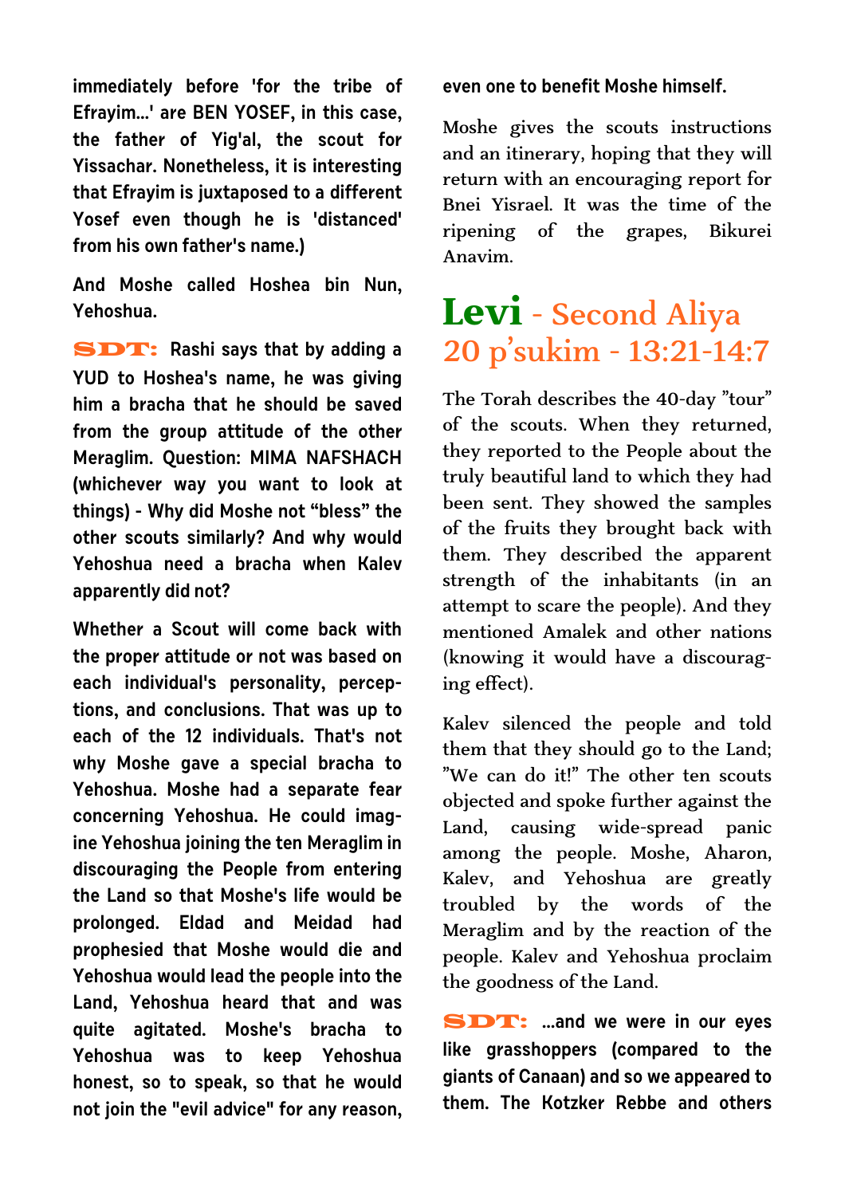**immediately before 'for the tribe of Efrayim...' are BEN YOSEF, in this case, the father of Yig'al, the scout for Yissachar. Nonetheless, it is interesting that Efrayim is juxtaposed to a different Yosef even though he is 'distanced' from his own father's name.)**

**And Moshe called Hoshea bin Nun, Yehoshua.**

**SDT: Rashi says that by adding a YUD to Hoshea's name, he was giving him a bracha that he should be saved from the group attitude of the other Meraglim. Question: MIMA NAFSHACH (whichever way you want to look at things) - Why did Moshe not "bless" the other scouts similarly? And why would Yehoshua need a bracha when Kalev apparently did not?**

**Whether a Scout will come back with the proper attitude or not was based on each individual's personality, perceptions, and conclusions. That was up to each of the 12 individuals. That's not why Moshe gave a special bracha to Yehoshua. Moshe had a separate fear concerning Yehoshua. He could imagine Yehoshua joining the ten Meraglim in discouraging the People from entering the Land so that Moshe's life would be prolonged. Eldad and Meidad had prophesied that Moshe would die and Yehoshua would lead the people into the Land, Yehoshua heard that and was quite agitated. Moshe's bracha to Yehoshua was to keep Yehoshua honest, so to speak, so that he would not join the "evil advice" for any reason, even one to benefit Moshe himself.**

Moshe gives the scouts instructions and an itinerary, hoping that they will return with an encouraging report for Bnei Yisrael. It was the time of the ripening of the grapes, Bikurei Anavim.

## Levi - Second Aliya
## 20 p'sukim - 13:21-14:7

The Torah describes the 40-day "tour" of the scouts. When they returned, they reported to the People about the truly beautiful land to which they had been sent. They showed the samples of the fruits they brought back with them. They described the apparent strength of the inhabitants (in an attempt to scare the people). And they mentioned Amalek and other nations (knowing it would have a discouraging effect).

Kalev silenced the people and told them that they should go to the Land; "We can do it!" The other ten scouts objected and spoke further against the Land, causing wide-spread panic among the people. Moshe, Aharon, Kalev, and Yehoshua are greatly troubled by the words of the Meraglim and by the reaction of the people. Kalev and Yehoshua proclaim the goodness of the Land.

**SDT: ...and we were in our eyes like grasshoppers (compared to the giants of Canaan) and so we appeared to them. The Kotzker Rebbe and others**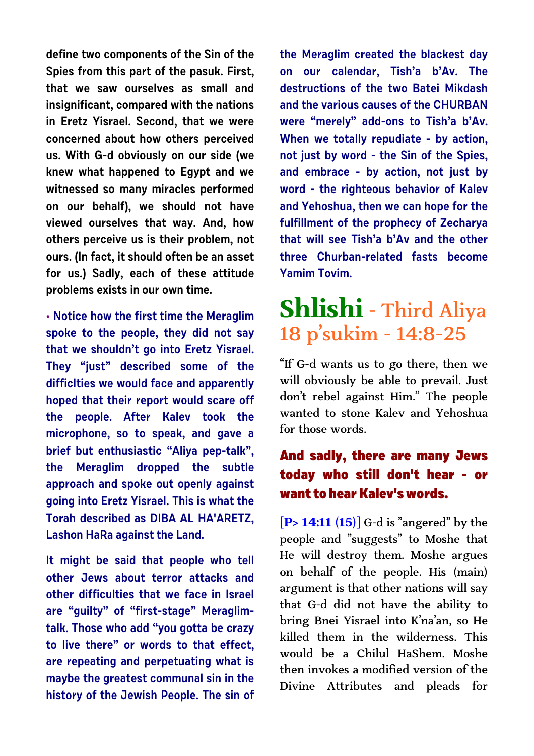**define two components of the Sin of the Spies from this part of the pasuk. First, that we saw ourselves as small and insignificant, compared with the nations in Eretz Yisrael. Second, that we were concerned about how others perceived us. With G-d obviously on our side (we knew what happened to Egypt and we witnessed so many miracles performed on our behalf), we should not have viewed ourselves that way. And, how others perceive us is their problem, not ours. (In fact, it should often be an asset for us.) Sadly, each of these attitude problems exists in our own time.**

**• Notice how the first time the Meraglim spoke to the people, they did not say that we shouldn't go into Eretz Yisrael. They "just" described some of the difficlties we would face and apparently hoped that their report would scare off the people. After Kalev took the microphone, so to speak, and gave a brief but enthusiastic "Aliya pep-talk", the Meraglim dropped the subtle approach and spoke out openly against going into Eretz Yisrael. This is what the Torah described as DIBA AL HA'ARETZ, Lashon HaRa against the Land.**

**It might be said that people who tell other Jews about terror attacks and other difficulties that we face in Israel are "guilty" of "first-stage" Meraglim-talk. Those who add "you gotta be crazy to live there" or words to that effect, are repeating and perpetuating what is maybe the greatest communal sin in the history of the Jewish People. The sin of the Meraglim created the blackest day on our calendar, Tish'a b'Av. The destructions of the two Batei Mikdash and the various causes of the CHURBAN were "merely" add-ons to Tish'a b'Av. When we totally repudiate - by action, not just by word - the Sin of the Spies, and embrace - by action, not just by word - the righteous behavior of Kalev and Yehoshua, then we can hope for the fulfillment of the prophecy of Zecharya that will see Tish'a b'Av and the other three Churban-related fasts become Yamim Tovim.**

## Shlishi - Third Aliya 18 p'sukim - 14:8-25

"If G-d wants us to go there, then we will obviously be able to prevail. Just don't rebel against Him." The people wanted to stone Kalev and Yehoshua for those words.

### And sadly, there are many Jews today who still don't hear - or want to hear Kalev's words.

**[P> 14:11 (15)]** G-d is "angered" by the people and "suggests" to Moshe that He will destroy them. Moshe argues on behalf of the people. His (main) argument is that other nations will say that G-d did not have the ability to bring Bnei Yisrael into K'na'an, so He killed them in the wilderness. This would be a Chilul HaShem. Moshe then invokes a modified version of the Divine Attributes and pleads for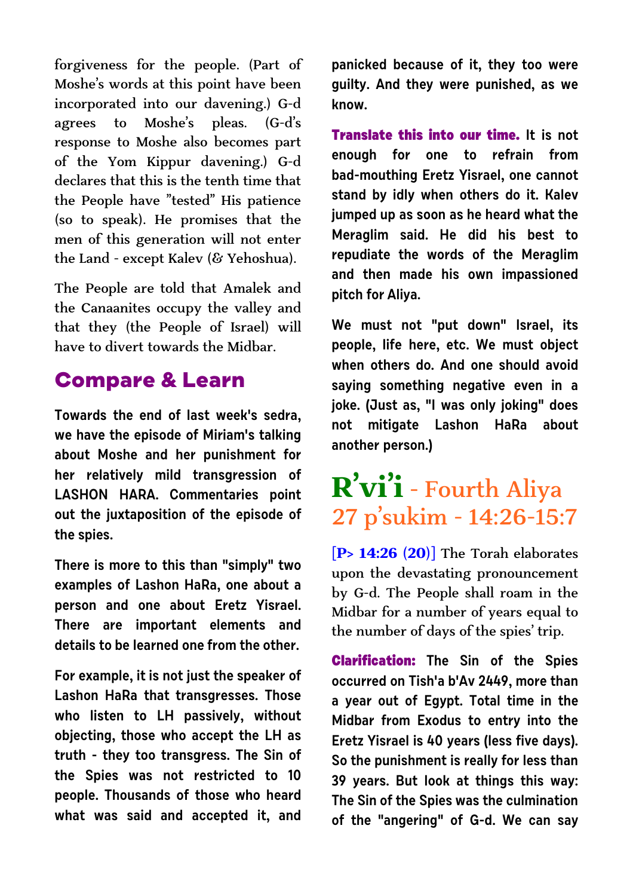forgiveness for the people. (Part of Moshe's words at this point have been incorporated into our davening.) G-d agrees to Moshe's pleas. (G-d's response to Moshe also becomes part of the Yom Kippur davening.) G-d declares that this is the tenth time that the People have "tested" His patience (so to speak). He promises that the men of this generation will not enter the Land - except Kalev (& Yehoshua).

The People are told that Amalek and the Canaanites occupy the valley and that they (the People of Israel) will have to divert towards the Midbar.

## Compare & Learn

**Towards the end of last week's sedra, we have the episode of Miriam's talking about Moshe and her punishment for her relatively mild transgression of LASHON HARA. Commentaries point out the juxtaposition of the episode of the spies.**

**There is more to this than "simply" two examples of Lashon HaRa, one about a person and one about Eretz Yisrael. There are important elements and details to be learned one from the other.**

**For example, it is not just the speaker of Lashon HaRa that transgresses. Those who listen to LH passively, without objecting, those who accept the LH as truth - they too transgress. The Sin of the Spies was not restricted to 10 people. Thousands of those who heard what was said and accepted it, and panicked because of it, they too were guilty. And they were punished, as we know.**

**Translate this into our time. It is not enough for one to refrain from bad-mouthing Eretz Yisrael, one cannot stand by idly when others do it. Kalev jumped up as soon as he heard what the Meraglim said. He did his best to repudiate the words of the Meraglim and then made his own impassioned pitch for Aliya.**

**We must not "put down" Israel, its people, life here, etc. We must object when others do. And one should avoid saying something negative even in a joke. (Just as, "I was only joking" does not mitigate Lashon HaRa about another person.)**

## R'vi'i - Fourth Aliya 27 p'sukim - 14:26-15:7

**[P> 14:26 (20)]** The Torah elaborates upon the devastating pronouncement by G-d. The People shall roam in the Midbar for a number of years equal to the number of days of the spies' trip.

**Clarification: The Sin of the Spies occurred on Tish'a b'Av 2449, more than a year out of Egypt. Total time in the Midbar from Exodus to entry into the Eretz Yisrael is 40 years (less five days). So the punishment is really for less than 39 years. But look at things this way: The Sin of the Spies was the culmination of the "angering" of G-d. We can say**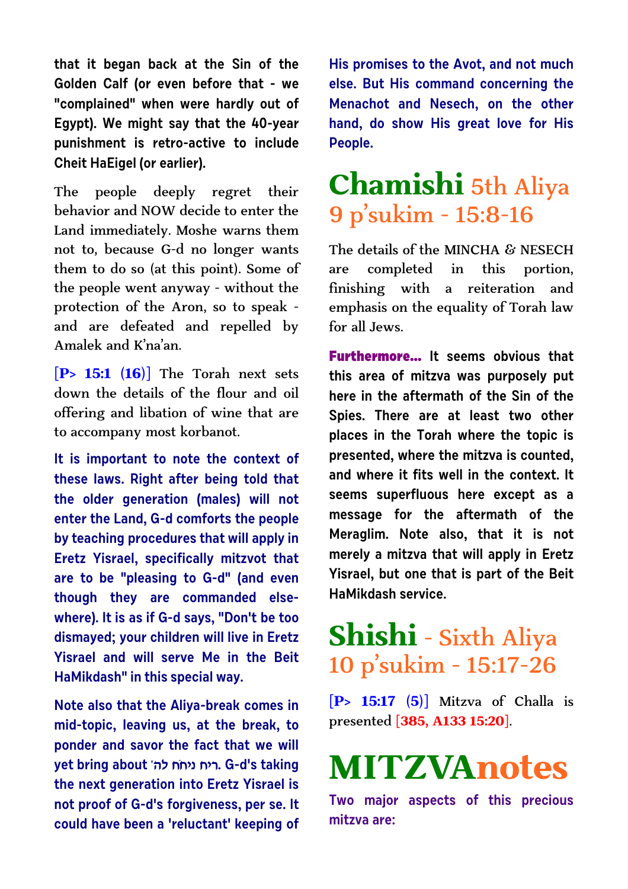**that it began back at the Sin of the Golden Calf (or even before that - we "complained" when were hardly out of Egypt). We might say that the 40-year punishment is retro-active to include Cheit HaEigel (or earlier).**

The people deeply regret their behavior and NOW decide to enter the Land immediately. Moshe warns them not to, because G-d no longer wants them to do so (at this point). Some of the people went anyway - without the protection of the Aron, so to speak - and are defeated and repelled by Amalek and K'na'an.

**[P> 15:1 (16)]** The Torah next sets down the details of the flour and oil offering and libation of wine that are to accompany most korbanot.

**It is important to note the context of these laws. Right after being told that the older generation (males) will not enter the Land, G-d comforts the people by teaching procedures that will apply in Eretz Yisrael, specifically mitzvot that are to be "pleasing to G-d" (and even though they are commanded elsewhere). It is as if G-d says, "Don't be too dismayed; your children will live in Eretz Yisrael and will serve Me in the Beit HaMikdash" in this special way.**

**Note also that the Aliya-break comes in mid-topic, leaving us, at the break, to ponder and savor the fact that we will yet bring about ריח ניחח לה'. G-d's taking the next generation into Eretz Yisrael is not proof of G-d's forgiveness, per se. It could have been a 'reluctant' keeping of His promises to the Avot, and not much else. But His command concerning the Menachot and Nesech, on the other hand, do show His great love for His People.**

# Chamishi 5th Aliya 9 p'sukim - 15:8-16

The details of the MINCHA & NESECH are completed in this portion, finishing with a reiteration and emphasis on the equality of Torah law for all Jews.

**Furthermore... It seems obvious that this area of mitzva was purposely put here in the aftermath of the Sin of the Spies. There are at least two other places in the Torah where the topic is presented, where the mitzva is counted, and where it fits well in the context. It seems superfluous here except as a message for the aftermath of the Meraglim. Note also, that it is not merely a mitzva that will apply in Eretz Yisrael, but one that is part of the Beit HaMikdash service.**

# Shishi - Sixth Aliya 10 p'sukim - 15:17-26

**[P> 15:17 (5)]** Mitzva of Challa is presented **[385, A133 15:20]**.

# MITZVAnotes

**Two major aspects of this precious mitzva are:**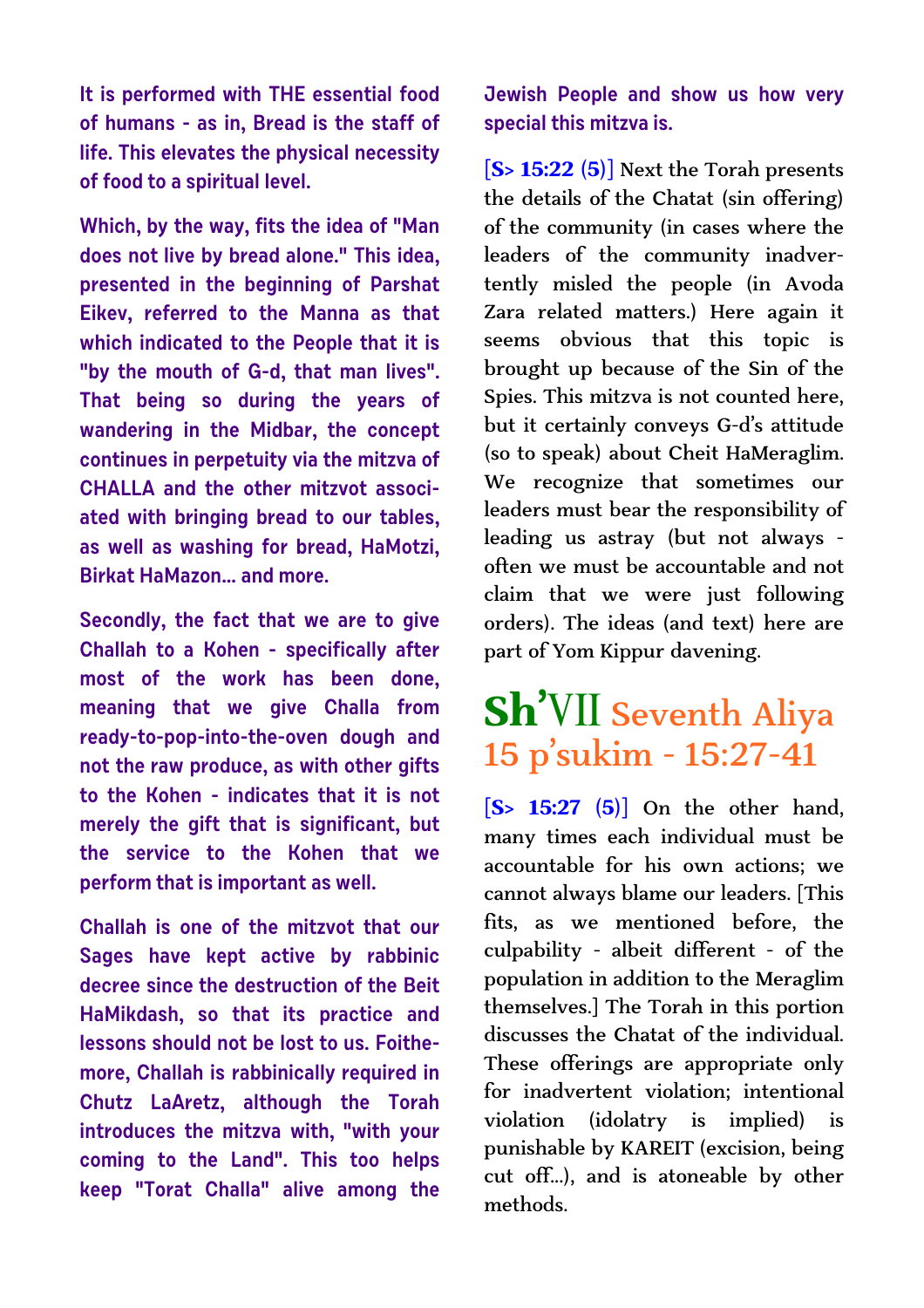**It is performed with THE essential food of humans - as in, Bread is the staff of life. This elevates the physical necessity of food to a spiritual level.**

**Which, by the way, fits the idea of "Man does not live by bread alone." This idea, presented in the beginning of Parshat Eikev, referred to the Manna as that which indicated to the People that it is "by the mouth of G-d, that man lives". That being so during the years of wandering in the Midbar, the concept continues in perpetuity via the mitzva of CHALLA and the other mitzvot associated with bringing bread to our tables, as well as washing for bread, HaMotzi, Birkat HaMazon... and more.**

**Secondly, the fact that we are to give Challah to a Kohen - specifically after most of the work has been done, meaning that we give Challa from ready-to-pop-into-the-oven dough and not the raw produce, as with other gifts to the Kohen - indicates that it is not merely the gift that is significant, but the service to the Kohen that we perform that is important as well.**

**Challah is one of the mitzvot that our Sages have kept active by rabbinic decree since the destruction of the Beit HaMikdash, so that its practice and lessons should not be lost to us. Foithemore, Challah is rabbinically required in Chutz LaAretz, although the Torah introduces the mitzva with, "with your coming to the Land". This too helps keep "Torat Challa" alive among the Jewish People and show us how very special this mitzva is.**

**[S> 15:22 (5)]** Next the Torah presents the details of the Chatat (sin offering) of the community (in cases where the leaders of the community inadvertently misled the people (in Avoda Zara related matters.) Here again it seems obvious that this topic is brought up because of the Sin of the Spies. This mitzva is not counted here, but it certainly conveys G-d's attitude (so to speak) about Cheit HaMeraglim. We recognize that sometimes our leaders must bear the responsibility of leading us astray (but not always - often we must be accountable and not claim that we were just following orders). The ideas (and text) here are part of Yom Kippur davening.

## Sh'VII Seventh Aliya 15 p'sukim - 15:27-41

**[S> 15:27 (5)]** On the other hand, many times each individual must be accountable for his own actions; we cannot always blame our leaders. [This fits, as we mentioned before, the culpability - albeit different - of the population in addition to the Meraglim themselves.] The Torah in this portion discusses the Chatat of the individual. These offerings are appropriate only for inadvertent violation; intentional violation (idolatry is implied) is punishable by KAREIT (excision, being cut off...), and is atoneable by other methods.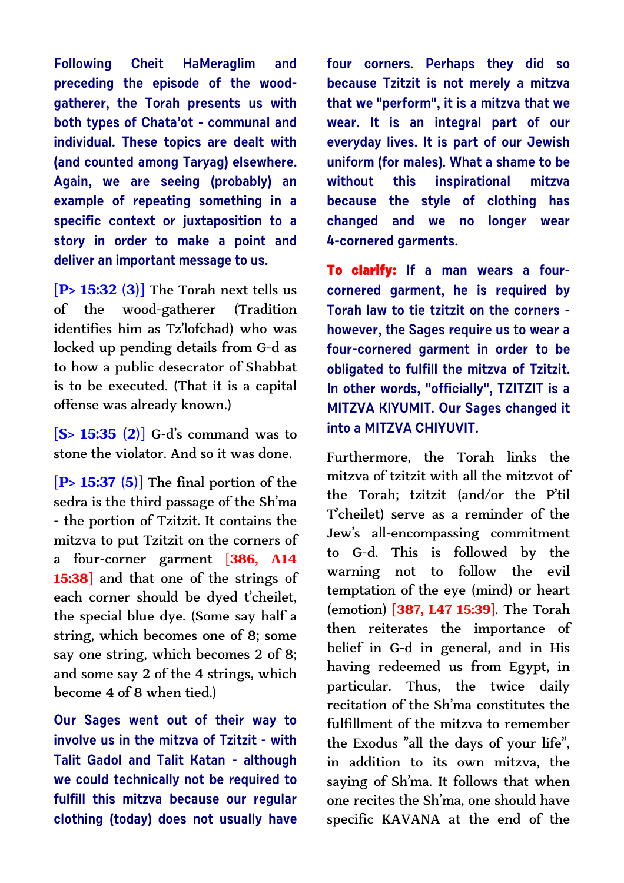**Following Cheit HaMeraglim and preceding the episode of the wood-gatherer, the Torah presents us with both types of Chata'ot - communal and individual. These topics are dealt with (and counted among Taryag) elsewhere. Again, we are seeing (probably) an example of repeating something in a specific context or juxtaposition to a story in order to make a point and deliver an important message to us.**

**[P> 15:32 (3)]** The Torah next tells us of the wood-gatherer (Tradition identifies him as Tz'lofchad) who was locked up pending details from G-d as to how a public desecrator of Shabbat is to be executed. (That it is a capital offense was already known.)

**[S> 15:35 (2)]** G-d's command was to stone the violator. And so it was done.

**[P> 15:37 (5)]** The final portion of the sedra is the third passage of the Sh'ma - the portion of Tzitzit. It contains the mitzva to put Tzitzit on the corners of a four-corner garment **[386, A14 15:38]** and that one of the strings of each corner should be dyed t'cheilet, the special blue dye. (Some say half a string, which becomes one of 8; some say one string, which becomes 2 of 8; and some say 2 of the 4 strings, which become 4 of 8 when tied.)

**Our Sages went out of their way to involve us in the mitzva of Tzitzit - with Talit Gadol and Talit Katan - although we could technically not be required to fulfill this mitzva because our regular clothing (today) does not usually have four corners. Perhaps they did so because Tzitzit is not merely a mitzva that we "perform", it is a mitzva that we wear. It is an integral part of our everyday lives. It is part of our Jewish uniform (for males). What a shame to be without this inspirational mitzva because the style of clothing has changed and we no longer wear 4-cornered garments.**

**To clarify: If a man wears a four-cornered garment, he is required by Torah law to tie tzitzit on the corners - however, the Sages require us to wear a four-cornered garment in order to be obligated to fulfill the mitzva of Tzitzit. In other words, "officially", TZITZIT is a MITZVA KIYUMIT. Our Sages changed it into a MITZVA CHIYUVIT.**

Furthermore, the Torah links the mitzva of tzitzit with all the mitzvot of the Torah; tzitzit (and/or the P'til T'cheilet) serve as a reminder of the Jew's all-encompassing commitment to G-d. This is followed by the warning not to follow the evil temptation of the eye (mind) or heart (emotion) **[387, L47 15:39]**. The Torah then reiterates the importance of belief in G-d in general, and in His having redeemed us from Egypt, in particular. Thus, the twice daily recitation of the Sh'ma constitutes the fulfillment of the mitzva to remember the Exodus "all the days of your life", in addition to its own mitzva, the saying of Sh'ma. It follows that when one recites the Sh'ma, one should have specific KAVANA at the end of the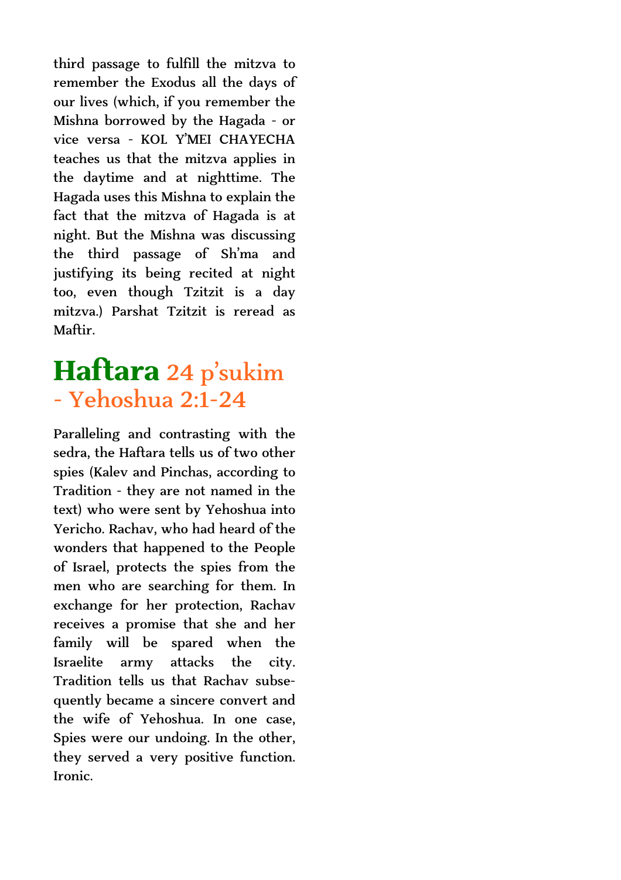third passage to fulfill the mitzva to remember the Exodus all the days of our lives (which, if you remember the Mishna borrowed by the Hagada - or vice versa - KOL Y'MEI CHAYECHA teaches us that the mitzva applies in the daytime and at nighttime. The Hagada uses this Mishna to explain the fact that the mitzva of Hagada is at night. But the Mishna was discussing the third passage of Sh'ma and justifying its being recited at night too, even though Tzitzit is a day mitzva.) Parshat Tzitzit is reread as Maftir.

## Haftara 24 p'sukim - Yehoshua 2:1-24

Paralleling and contrasting with the sedra, the Haftara tells us of two other spies (Kalev and Pinchas, according to Tradition - they are not named in the text) who were sent by Yehoshua into Yericho. Rachav, who had heard of the wonders that happened to the People of Israel, protects the spies from the men who are searching for them. In exchange for her protection, Rachav receives a promise that she and her family will be spared when the Israelite army attacks the city. Tradition tells us that Rachav subsequently became a sincere convert and the wife of Yehoshua. In one case, Spies were our undoing. In the other, they served a very positive function. Ironic.